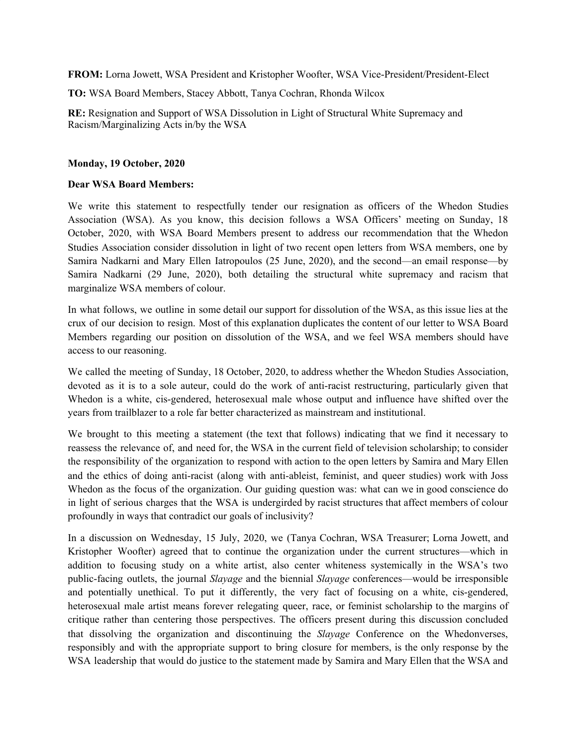**FROM:** Lorna Jowett, WSA President and Kristopher Woofter, WSA Vice-President/President-Elect

**TO:** WSA Board Members, Stacey Abbott, Tanya Cochran, Rhonda Wilcox

**RE:** Resignation and Support of WSA Dissolution in Light of Structural White Supremacy and Racism/Marginalizing Acts in/by the WSA

**Monday, 19 October, 2020**

**Dear WSA Board Members:**

We write this statement to respectfully tender our resignation as officers of the Whedon Studies Association (WSA). As you know, this decision follows a WSA Officers' meeting on Sunday, 18 October, 2020, with WSA Board Members present to address our recommendation that the Whedon Studies Association consider dissolution in light of two recent open letters from WSA members, one by Samira Nadkarni and Mary Ellen Iatropoulos (25 June, 2020), and the second—an email response—by Samira Nadkarni (29 June, 2020), both detailing the structural white supremacy and racism that marginalize WSA members of colour.

In what follows, we outline in some detail our support for dissolution of the WSA, as this issue lies at the crux of our decision to resign. Most of this explanation duplicates the content of our letter to WSA Board Members regarding our position on dissolution of the WSA, and we feel WSA members should have access to our reasoning.

We called the meeting of Sunday, 18 October, 2020, to address whether the Whedon Studies Association, devoted as it is to a sole auteur, could do the work of anti-racist restructuring, particularly given that Whedon is a white, cis-gendered, heterosexual male whose output and influence have shifted over the years from trailblazer to a role far better characterized as mainstream and institutional.

We brought to this meeting a statement (the text that follows) indicating that we find it necessary to reassess the relevance of, and need for, the WSA in the current field of television scholarship; to consider the responsibility of the organization to respond with action to the open letters by Samira and Mary Ellen and the ethics of doing anti-racist (along with anti-ableist, feminist, and queer studies) work with Joss Whedon as the focus of the organization. Our guiding question was: what can we in good conscience do in light of serious charges that the WSA is undergirded by racist structures that affect members of colour profoundly in ways that contradict our goals of inclusivity?

In a discussion on Wednesday, 15 July, 2020, we (Tanya Cochran, WSA Treasurer; Lorna Jowett, and Kristopher Woofter) agreed that to continue the organization under the current structures—which in addition to focusing study on a white artist, also center whiteness systemically in the WSA's two public-facing outlets, the journal *Slayage* and the biennial *Slayage* conferences—would be irresponsible and potentially unethical. To put it differently, the very fact of focusing on a white, cis-gendered, heterosexual male artist means forever relegating queer, race, or feminist scholarship to the margins of critique rather than centering those perspectives. The officers present during this discussion concluded that dissolving the organization and discontinuing the *Slayage* Conference on the Whedonverses, responsibly and with the appropriate support to bring closure for members, is the only response by the WSA leadership that would do justice to the statement made by Samira and Mary Ellen that the WSA and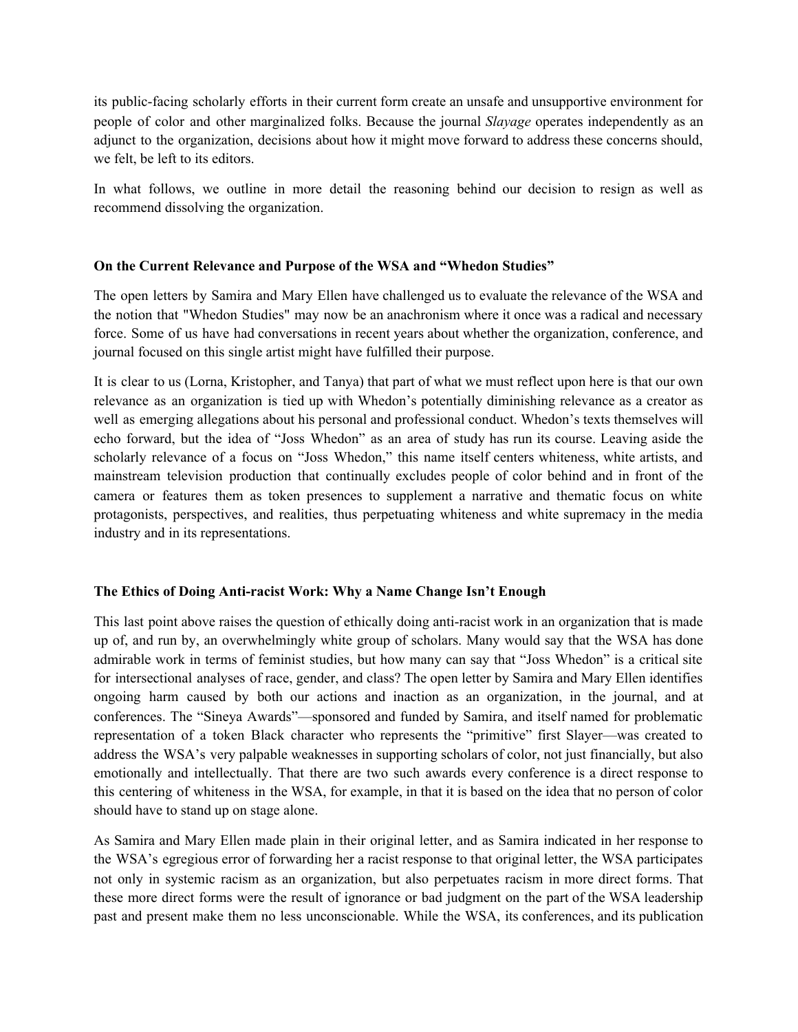its public-facing scholarly efforts in their current form create an unsafe and unsupportive environment for people of color and other marginalized folks. Because the journal *Slayage* operates independently as an adjunct to the organization, decisions about how it might move forward to address these concerns should, we felt, be left to its editors.

In what follows, we outline in more detail the reasoning behind our decision to resign as well as recommend dissolving the organization.

**On the Current Relevance and Purpose of the WSA and "Whedon Studies"**

The open letters by Samira and Mary Ellen have challenged us to evaluate the relevance of the WSA and the notion that "Whedon Studies" may now be an anachronism where it once was a radical and necessary force. Some of us have had conversations in recent years about whether the organization, conference, and journal focused on this single artist might have fulfilled their purpose.

It is clear to us (Lorna, Kristopher, and Tanya) that part of what we must reflect upon here is that our own relevance as an organization is tied up with Whedon's potentially diminishing relevance as a creator as well as emerging allegations about his personal and professional conduct. Whedon's texts themselves will echo forward, but the idea of "Joss Whedon" as an area of study has run its course. Leaving aside the scholarly relevance of a focus on "Joss Whedon," this name itself centers whiteness, white artists, and mainstream television production that continually excludes people of color behind and in front of the camera or features them as token presences to supplement a narrative and thematic focus on white protagonists, perspectives, and realities, thus perpetuating whiteness and white supremacy in the media industry and in its representations.

**The Ethics of Doing Anti-racist Work: Why a Name Change Isn't Enough**

This last point above raises the question of ethically doing anti-racist work in an organization that is made up of, and run by, an overwhelmingly white group of scholars. Many would say that the WSA has done admirable work in terms of feminist studies, but how many can say that "Joss Whedon" is a critical site for intersectional analyses of race, gender, and class? The open letter by Samira and Mary Ellen identifies ongoing harm caused by both our actions and inaction as an organization, in the journal, and at conferences. The "Sineya Awards"—sponsored and funded by Samira, and itself named for problematic representation of a token Black character who represents the "primitive" first Slayer—was created to address the WSA's very palpable weaknesses in supporting scholars of color, not just financially, but also emotionally and intellectually. That there are two such awards every conference is a direct response to this centering of whiteness in the WSA, for example, in that it is based on the idea that no person of color should have to stand up on stage alone.

As Samira and Mary Ellen made plain in their original letter, and as Samira indicated in her response to the WSA's egregious error of forwarding her a racist response to that original letter, the WSA participates not only in systemic racism as an organization, but also perpetuates racism in more direct forms. That these more direct forms were the result of ignorance or bad judgment on the part of the WSA leadership past and present make them no less unconscionable. While the WSA, its conferences, and its publication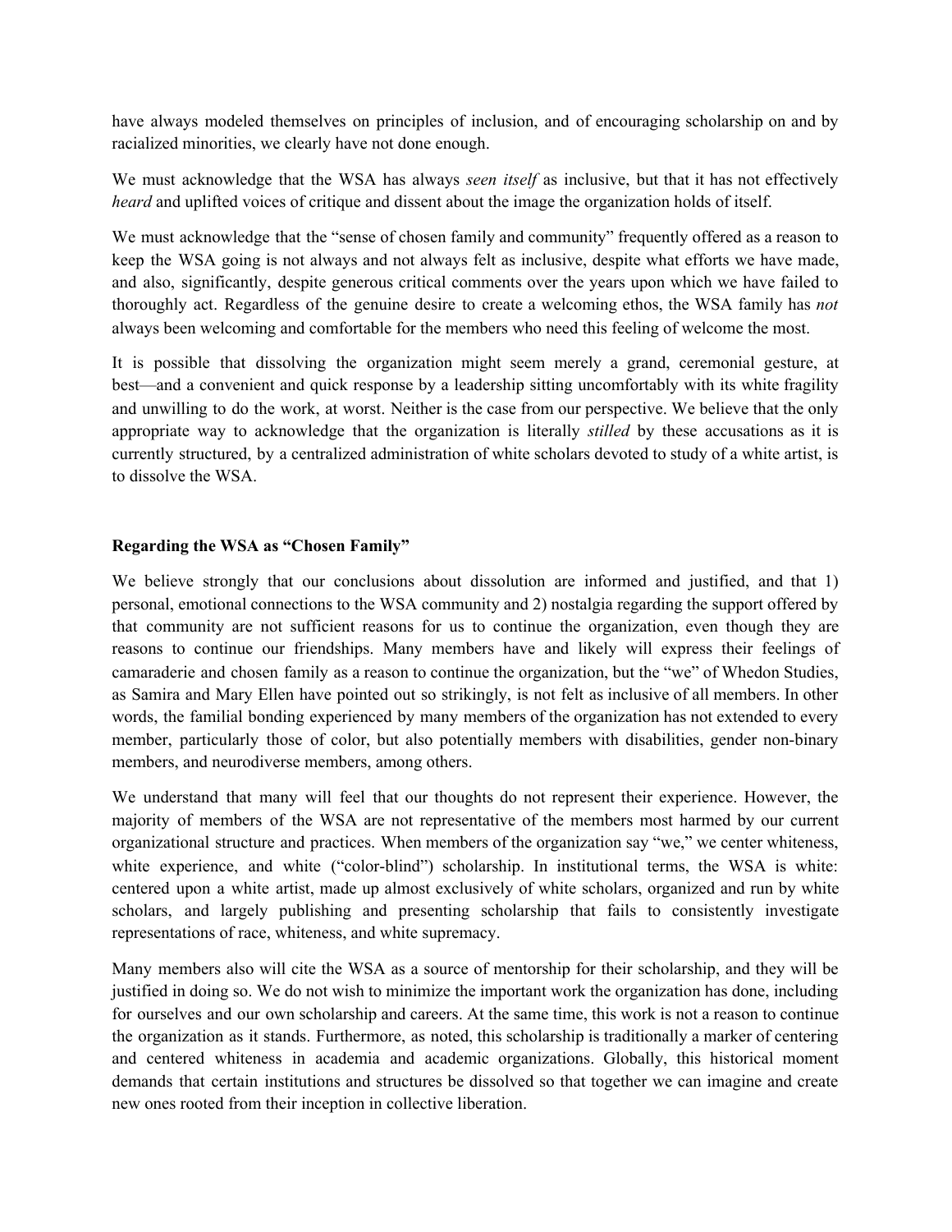have always modeled themselves on principles of inclusion, and of encouraging scholarship on and by racialized minorities, we clearly have not done enough.

We must acknowledge that the WSA has always *seen itself* as inclusive, but that it has not effectively *heard* and uplifted voices of critique and dissent about the image the organization holds of itself.

We must acknowledge that the "sense of chosen family and community" frequently offered as a reason to keep the WSA going is not always and not always felt as inclusive, despite what efforts we have made, and also, significantly, despite generous critical comments over the years upon which we have failed to thoroughly act. Regardless of the genuine desire to create a welcoming ethos, the WSA family has *not* always been welcoming and comfortable for the members who need this feeling of welcome the most.

It is possible that dissolving the organization might seem merely a grand, ceremonial gesture, at best—and a convenient and quick response by a leadership sitting uncomfortably with its white fragility and unwilling to do the work, at worst. Neither is the case from our perspective. We believe that the only appropriate way to acknowledge that the organization is literally *stilled* by these accusations as it is currently structured, by a centralized administration of white scholars devoted to study of a white artist, is to dissolve the WSA.

**Regarding the WSA as "Chosen Family"**

We believe strongly that our conclusions about dissolution are informed and justified, and that 1) personal, emotional connections to the WSA community and 2) nostalgia regarding the support offered by that community are not sufficient reasons for us to continue the organization, even though they are reasons to continue our friendships. Many members have and likely will express their feelings of camaraderie and chosen family as a reason to continue the organization, but the "we" of Whedon Studies, as Samira and Mary Ellen have pointed out so strikingly, is not felt as inclusive of all members. In other words, the familial bonding experienced by many members of the organization has not extended to every member, particularly those of color, but also potentially members with disabilities, gender non-binary members, and neurodiverse members, among others.

We understand that many will feel that our thoughts do not represent their experience. However, the majority of members of the WSA are not representative of the members most harmed by our current organizational structure and practices. When members of the organization say "we," we center whiteness, white experience, and white ("color-blind") scholarship. In institutional terms, the WSA is white: centered upon a white artist, made up almost exclusively of white scholars, organized and run by white scholars, and largely publishing and presenting scholarship that fails to consistently investigate representations of race, whiteness, and white supremacy.

Many members also will cite the WSA as a source of mentorship for their scholarship, and they will be justified in doing so. We do not wish to minimize the important work the organization has done, including for ourselves and our own scholarship and careers. At the same time, this work is not a reason to continue the organization as it stands. Furthermore, as noted, this scholarship is traditionally a marker of centering and centered whiteness in academia and academic organizations. Globally, this historical moment demands that certain institutions and structures be dissolved so that together we can imagine and create new ones rooted from their inception in collective liberation.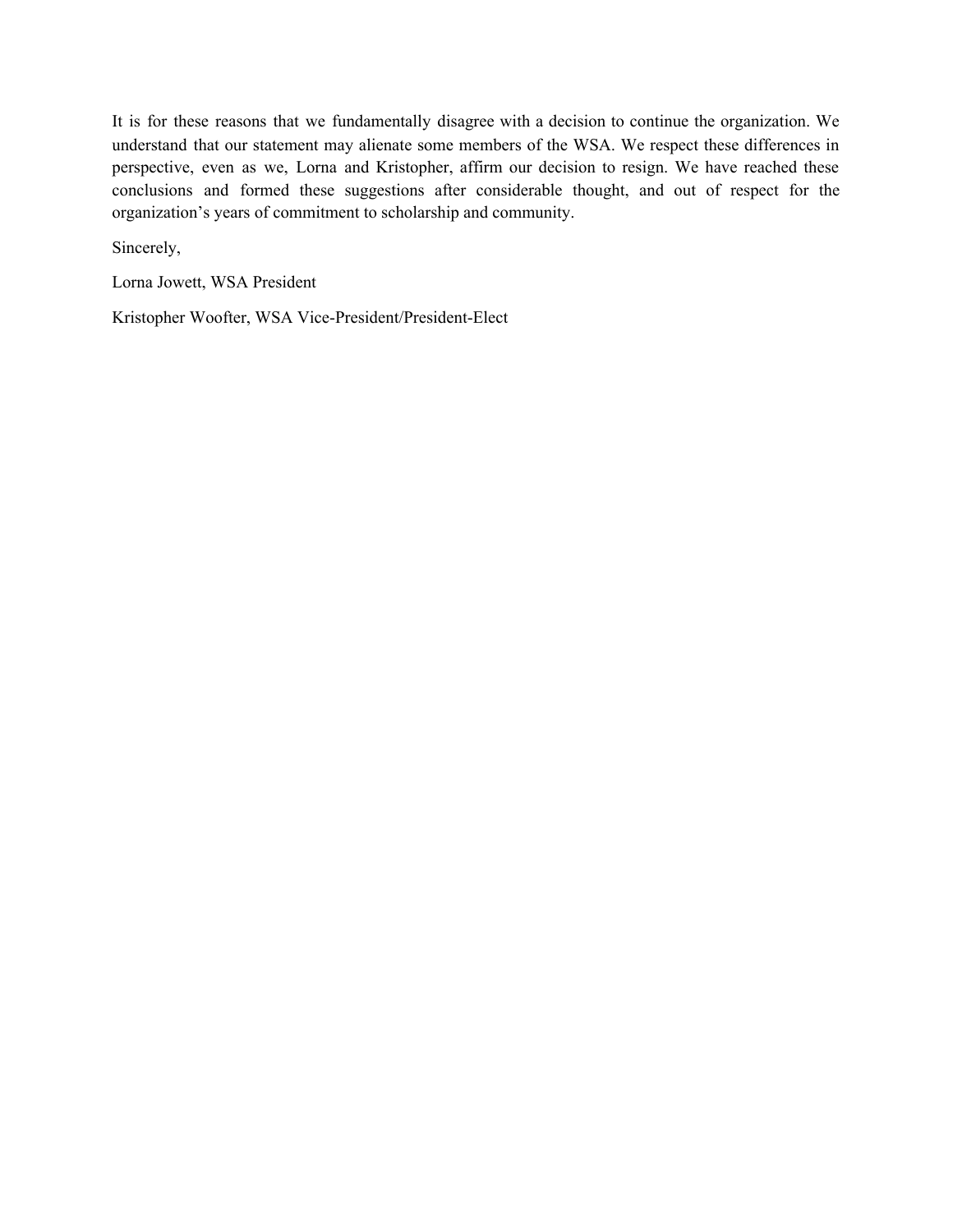It is for these reasons that we fundamentally disagree with a decision to continue the organization. We understand that our statement may alienate some members of the WSA. We respect these differences in perspective, even as we, Lorna and Kristopher, affirm our decision to resign. We have reached these conclusions and formed these suggestions after considerable thought, and out of respect for the organization's years of commitment to scholarship and community.

Sincerely,

Lorna Jowett, WSA President

Kristopher Woofter, WSA Vice-President/President-Elect